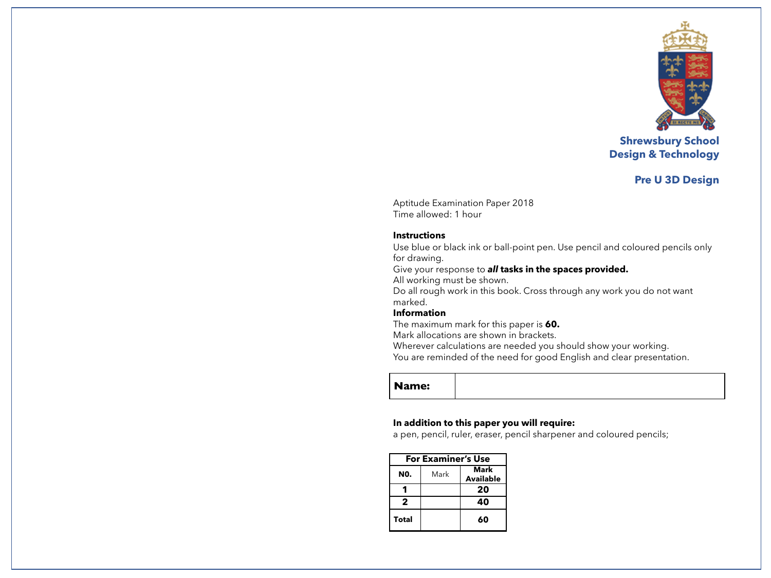# Shrewsbury School
## Design & Technology

## Pre U 3D Design

Aptitude Examination Paper 2018
Time allowed: 1 hour

**Instructions**
Use blue or black ink or ball-point pen. Use pencil and coloured pencils only for drawing.
Give your response to ***all* tasks in the spaces provided.**
All working must be shown.
Do all rough work in this book. Cross through any work you do not want marked.

**Information**
The maximum mark for this paper is **60.**
Mark allocations are shown in brackets.
Wherever calculations are needed you should show your working.
You are reminded of the need for good English and clear presentation.

| **Name:** | |
|---|---|

**In addition to this paper you will require:**
a pen, pencil, ruler, eraser, pencil sharpener and coloured pencils;

| For Examiner's Use | | |
|---|---|---|
| **NO.** | Mark | **Mark Available** |
| **1** | | **20** |
| **2** | | **40** |
| **Total** | | **60** |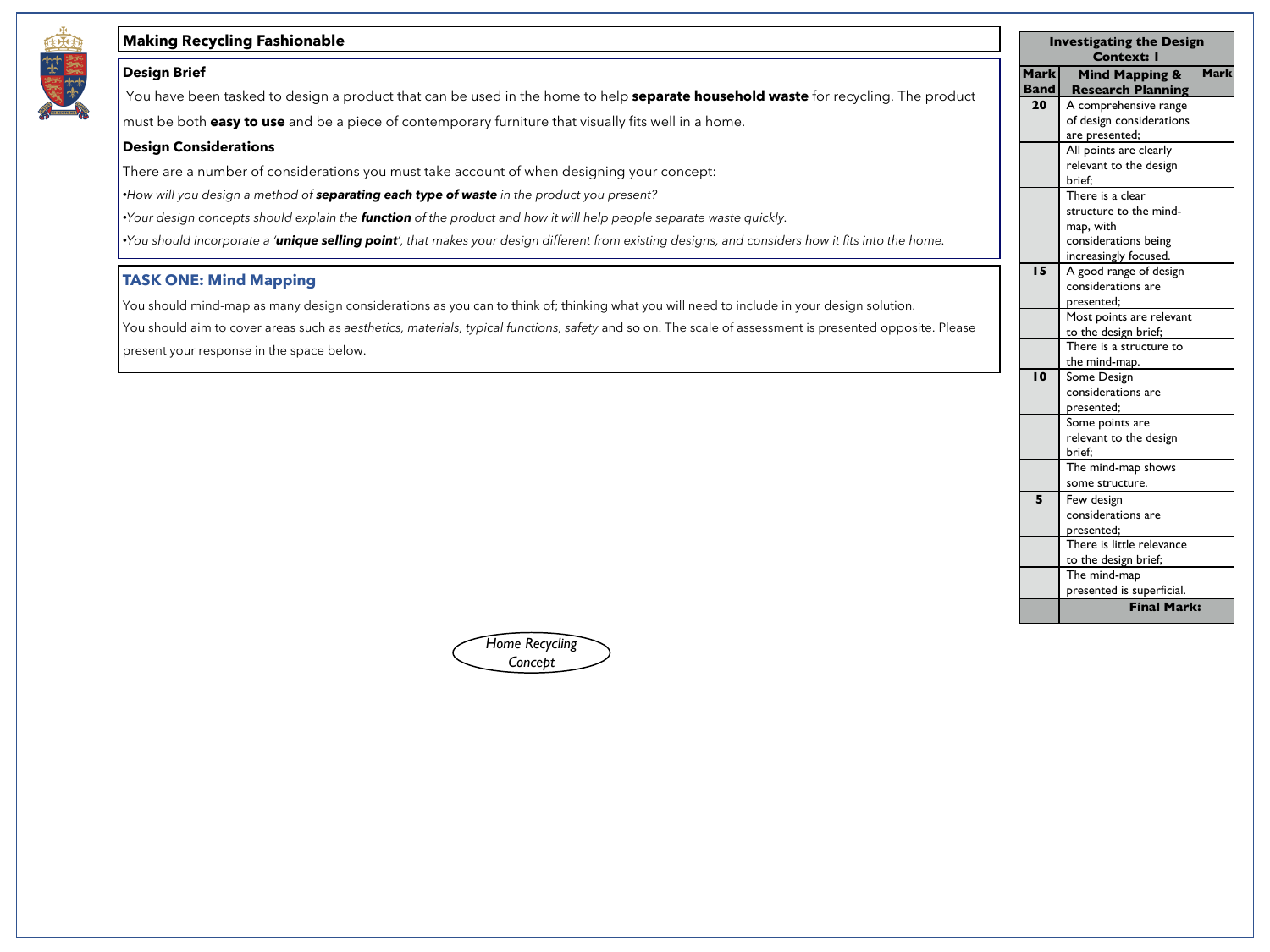## Making Recycling Fashionable

### Design Brief

You have been tasked to design a product that can be used in the home to help **separate household waste** for recycling. The product must be both **easy to use** and be a piece of contemporary furniture that visually fits well in a home.

### Design Considerations

There are a number of considerations you must take account of when designing your concept:

- *How will you design a method of* ***separating each type of waste*** *in the product you present?*
- *Your design concepts should explain the* ***function*** *of the product and how it will help people separate waste quickly.*
- *You should incorporate a '****unique selling point****', that makes your design different from existing designs, and considers how it fits into the home.*

### TASK ONE: Mind Mapping

You should mind-map as many design considerations as you can to think of; thinking what you will need to include in your design solution.

You should aim to cover areas such as *aesthetics, materials, typical functions, safety* and so on. The scale of assessment is presented opposite. Please present your response in the space below.

*Home Recycling Concept*

| Investigating the Design Context: 1 | | |
|---|---|---|
| **Mark Band** | **Mind Mapping & Research Planning** | **Mark** |
| **20** | A comprehensive range of design considerations are presented; | |
| | All points are clearly relevant to the design brief; | |
| | There is a clear structure to the mind-map, with considerations being increasingly focused. | |
| **15** | A good range of design considerations are presented; | |
| | Most points are relevant to the design brief; | |
| | There is a structure to the mind-map. | |
| **10** | Some Design considerations are presented; | |
| | Some points are relevant to the design brief; | |
| | The mind-map shows some structure. | |
| **5** | Few design considerations are presented; | |
| | There is little relevance to the design brief; | |
| | The mind-map presented is superficial. | |
| | **Final Mark:** | |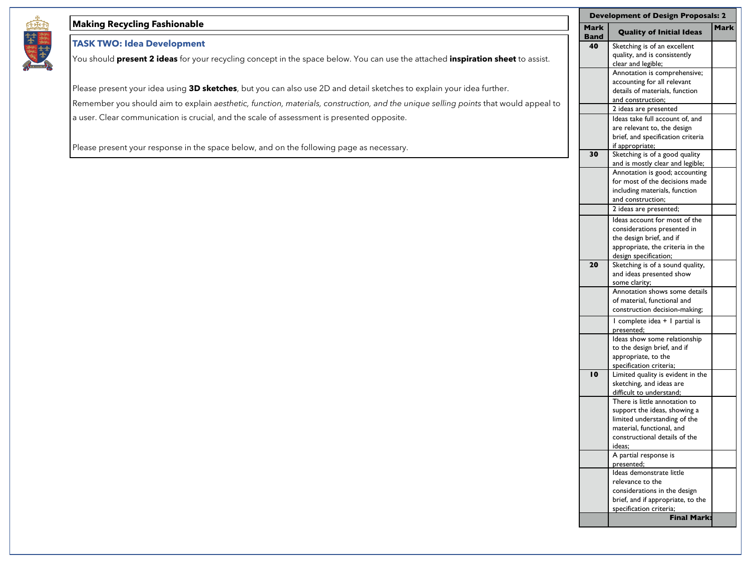## Making Recycling Fashionable

### TASK TWO: Idea Development

You should **present 2 ideas** for your recycling concept in the space below. You can use the attached **inspiration sheet** to assist.

Please present your idea using **3D sketches**, but you can also use 2D and detail sketches to explain your idea further.

Remember you should aim to explain *aesthetic, function, materials, construction, and the unique selling points* that would appeal to a user. Clear communication is crucial, and the scale of assessment is presented opposite.

Please present your response in the space below, and on the following page as necessary.

| Development of Design Proposals: 2 | | |
|---|---|---|
| **Mark Band** | **Quality of Initial Ideas** | **Mark** |
| **40** | Sketching is of an excellent quality, and is consistently clear and legible; | |
| | Annotation is comprehensive; accounting for all relevant details of materials, function and construction; | |
| | 2 ideas are presented | |
| | Ideas take full account of, and are relevant to, the design brief, and specification criteria if appropriate; | |
| **30** | Sketching is of a good quality and is mostly clear and legible; | |
| | Annotation is good; accounting for most of the decisions made including materials, function and construction; | |
| | 2 ideas are presented; | |
| | Ideas account for most of the considerations presented in the design brief, and if appropriate, the criteria in the design specification; | |
| **20** | Sketching is of a sound quality, and ideas presented show some clarity; | |
| | Annotation shows some details of material, functional and construction decision-making; | |
| | 1 complete idea + 1 partial is presented; | |
| | Ideas show some relationship to the design brief, and if appropriate, to the specification criteria; | |
| **10** | Limited quality is evident in the sketching, and ideas are difficult to understand; | |
| | There is little annotation to support the ideas, showing a limited understanding of the material, functional, and constructional details of the ideas; | |
| | A partial response is presented; | |
| | Ideas demonstrate little relevance to the considerations in the design brief, and if appropriate, to the specification criteria; | |
| | **Final Mark:** | |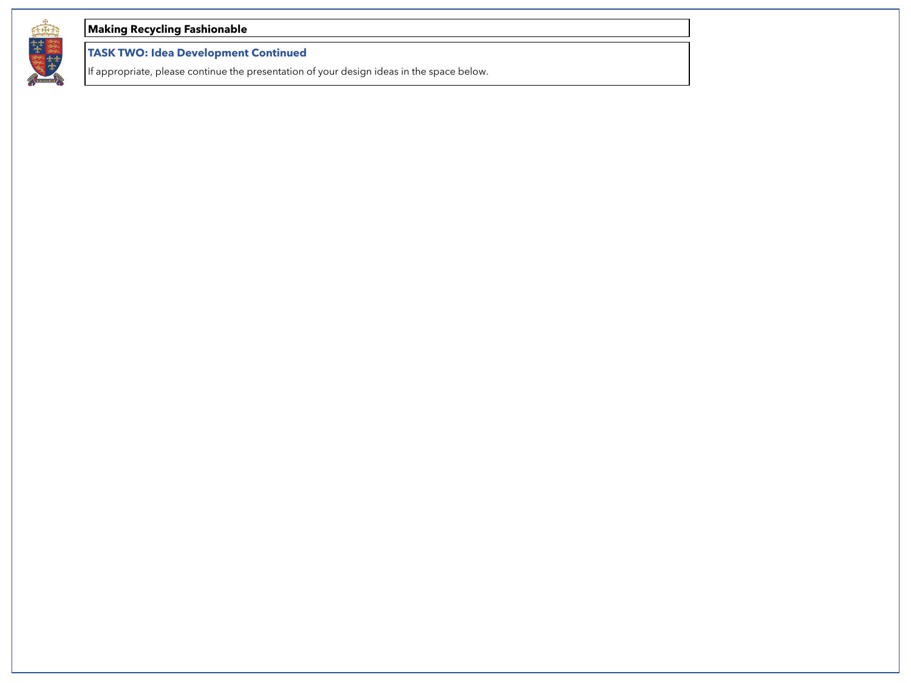**Making Recycling Fashionable**

**TASK TWO: Idea Development Continued**

If appropriate, please continue the presentation of your design ideas in the space below.